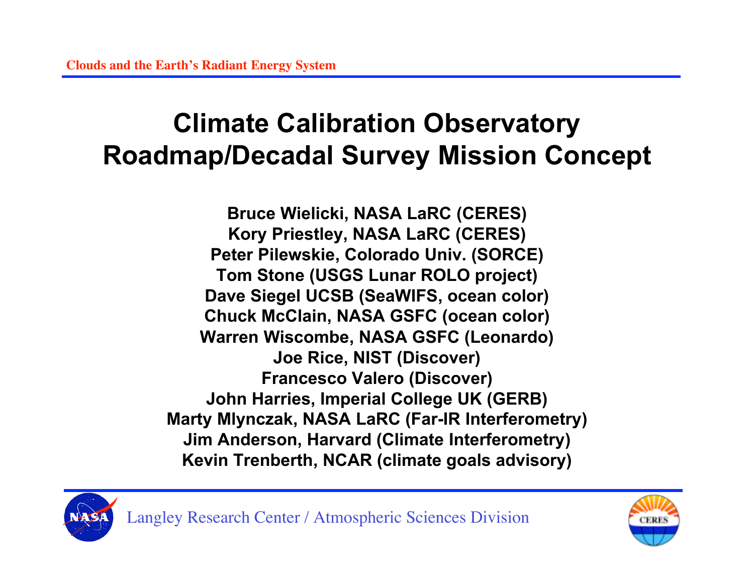# Climate Calibration Observatory Roadmap/Decadal Survey Mission Concept

**Bruce Wielicki, NASA LaRC (CERES)**
**Kory Priestley, NASA LaRC (CERES)**
**Peter Pilewskie, Colorado Univ. (SORCE)**
**Tom Stone (USGS Lunar ROLO project)**
**Dave Siegel UCSB (SeaWIFS, ocean color)**
**Chuck McClain, NASA GSFC (ocean color)**
**Warren Wiscombe, NASA GSFC (Leonardo)**
**Joe Rice, NIST (Discover)**
**Francesco Valero (Discover)**
**John Harries, Imperial College UK (GERB)**
**Marty Mlynczak, NASA LaRC (Far-IR Interferometry)**
**Jim Anderson, Harvard (Climate Interferometry)**
**Kevin Trenberth, NCAR (climate goals advisory)**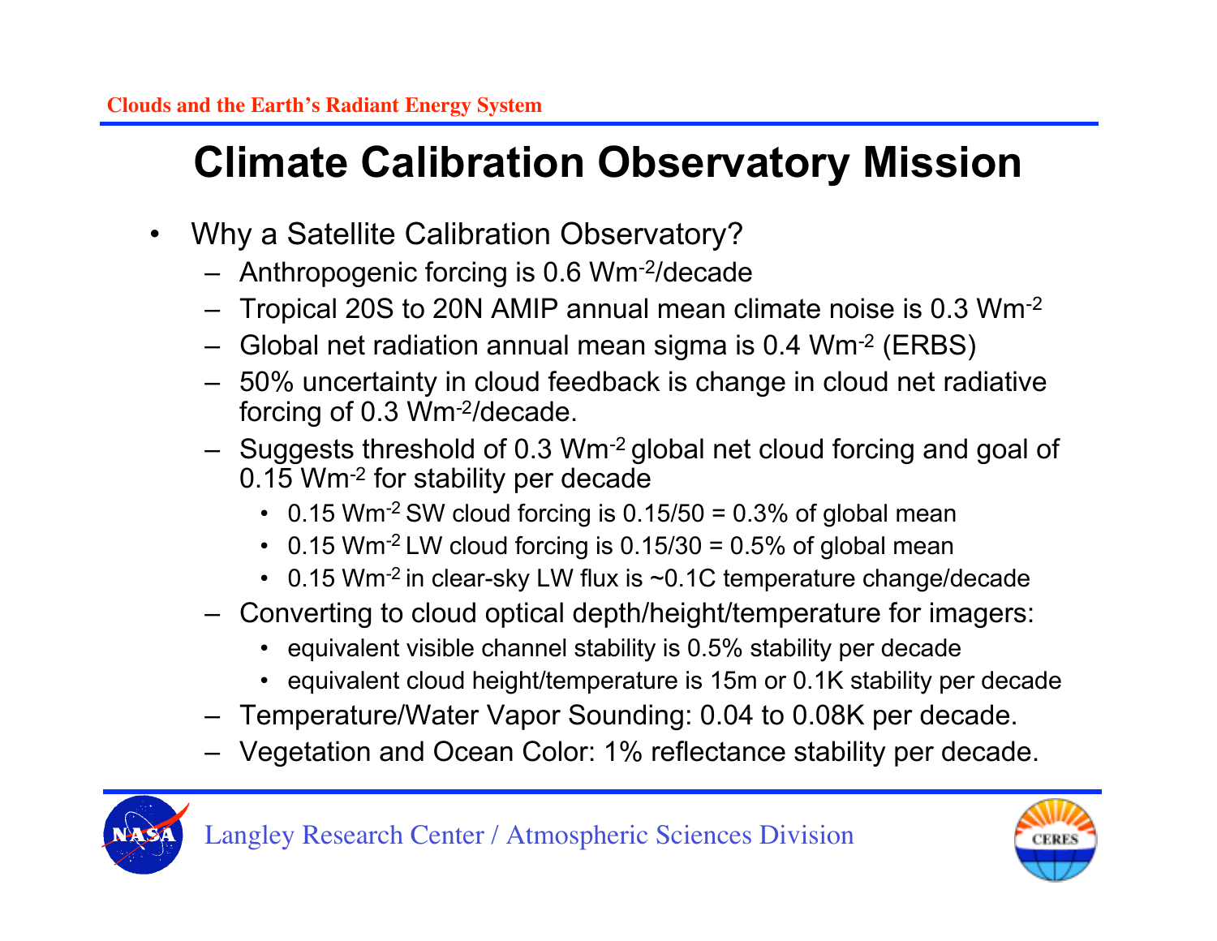# Climate Calibration Observatory Mission

- Why a Satellite Calibration Observatory?
  - Anthropogenic forcing is 0.6 $Wm^{-2}$/decade
  - Tropical 20S to 20N AMIP annual mean climate noise is 0.3 $Wm^{-2}$
  - Global net radiation annual mean sigma is 0.4 $Wm^{-2}$ (ERBS)
  - 50% uncertainty in cloud feedback is change in cloud net radiative forcing of 0.3 $Wm^{-2}$/decade.
  - Suggests threshold of 0.3 $Wm^{-2}$ global net cloud forcing and goal of 0.15 $Wm^{-2}$ for stability per decade
    - 0.15 $Wm^{-2}$ SW cloud forcing is 0.15/50 = 0.3% of global mean
    - 0.15 $Wm^{-2}$ LW cloud forcing is 0.15/30 = 0.5% of global mean
    - 0.15 $Wm^{-2}$ in clear-sky LW flux is ~0.1C temperature change/decade
  - Converting to cloud optical depth/height/temperature for imagers:
    - equivalent visible channel stability is 0.5% stability per decade
    - equivalent cloud height/temperature is 15m or 0.1K stability per decade
  - Temperature/Water Vapor Sounding: 0.04 to 0.08K per decade.
  - Vegetation and Ocean Color: 1% reflectance stability per decade.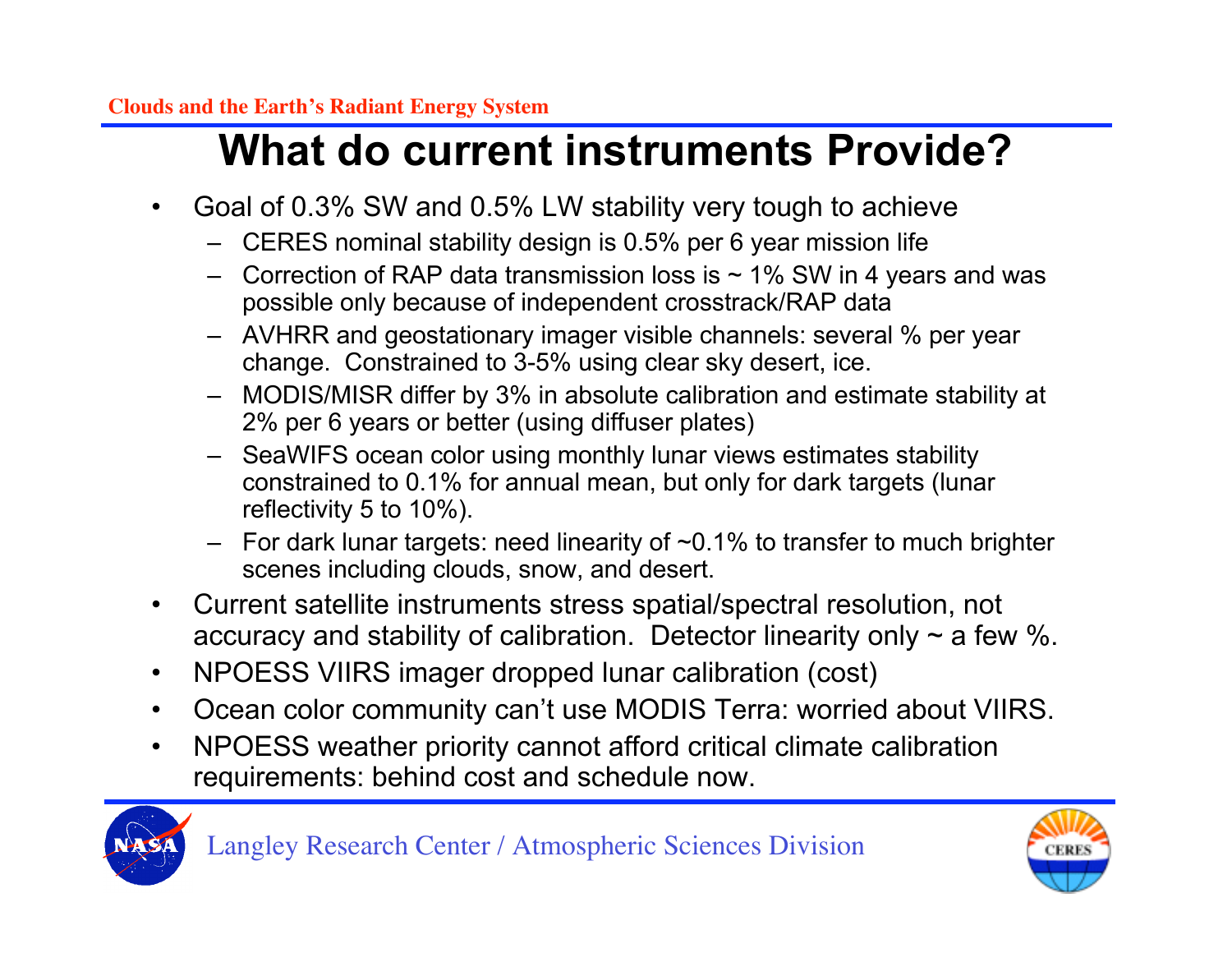# What do current instruments Provide?

- Goal of 0.3% SW and 0.5% LW stability very tough to achieve
  - CERES nominal stability design is 0.5% per 6 year mission life
  - Correction of RAP data transmission loss is ~ 1% SW in 4 years and was possible only because of independent crosstrack/RAP data
  - AVHRR and geostationary imager visible channels: several % per year change. Constrained to 3-5% using clear sky desert, ice.
  - MODIS/MISR differ by 3% in absolute calibration and estimate stability at 2% per 6 years or better (using diffuser plates)
  - SeaWIFS ocean color using monthly lunar views estimates stability constrained to 0.1% for annual mean, but only for dark targets (lunar reflectivity 5 to 10%).
  - For dark lunar targets: need linearity of ~0.1% to transfer to much brighter scenes including clouds, snow, and desert.
- Current satellite instruments stress spatial/spectral resolution, not accuracy and stability of calibration. Detector linearity only ~ a few %.
- NPOESS VIIRS imager dropped lunar calibration (cost)
- Ocean color community can't use MODIS Terra: worried about VIIRS.
- NPOESS weather priority cannot afford critical climate calibration requirements: behind cost and schedule now.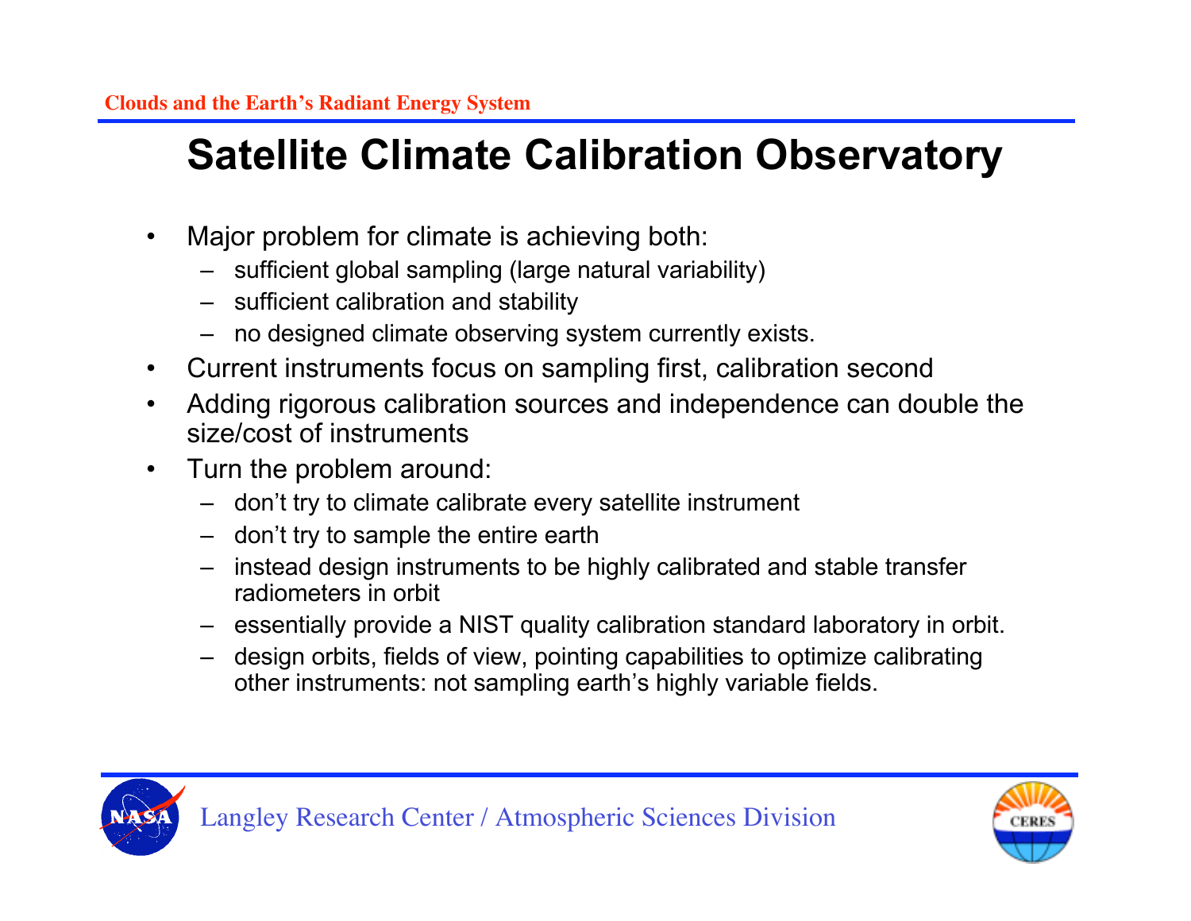# Satellite Climate Calibration Observatory

- Major problem for climate is achieving both:
  - sufficient global sampling (large natural variability)
  - sufficient calibration and stability
  - no designed climate observing system currently exists.
- Current instruments focus on sampling first, calibration second
- Adding rigorous calibration sources and independence can double the size/cost of instruments
- Turn the problem around:
  - don't try to climate calibrate every satellite instrument
  - don't try to sample the entire earth
  - instead design instruments to be highly calibrated and stable transfer radiometers in orbit
  - essentially provide a NIST quality calibration standard laboratory in orbit.
  - design orbits, fields of view, pointing capabilities to optimize calibrating other instruments: not sampling earth's highly variable fields.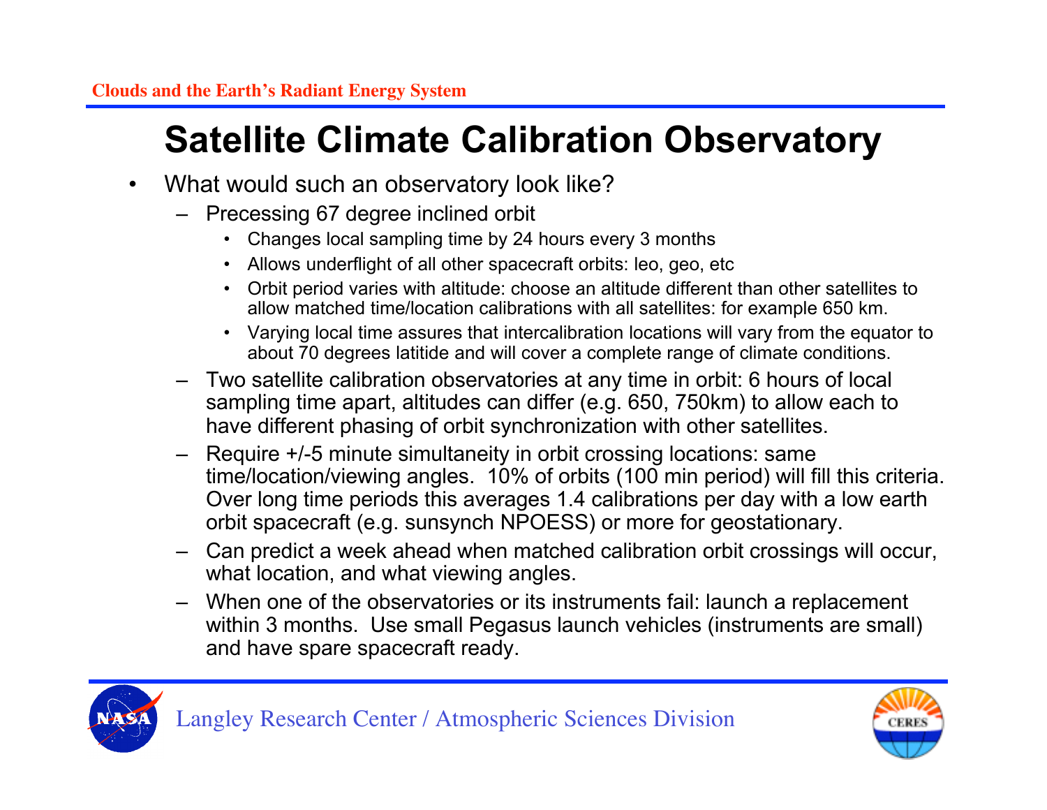# Satellite Climate Calibration Observatory

- What would such an observatory look like?
  - Precessing 67 degree inclined orbit
    - Changes local sampling time by 24 hours every 3 months
    - Allows underflight of all other spacecraft orbits: leo, geo, etc
    - Orbit period varies with altitude: choose an altitude different than other satellites to allow matched time/location calibrations with all satellites: for example 650 km.
    - Varying local time assures that intercalibration locations will vary from the equator to about 70 degrees latitide and will cover a complete range of climate conditions.
  - Two satellite calibration observatories at any time in orbit: 6 hours of local sampling time apart, altitudes can differ (e.g. 650, 750km) to allow each to have different phasing of orbit synchronization with other satellites.
  - Require +/-5 minute simultaneity in orbit crossing locations: same time/location/viewing angles. 10% of orbits (100 min period) will fill this criteria. Over long time periods this averages 1.4 calibrations per day with a low earth orbit spacecraft (e.g. sunsynch NPOESS) or more for geostationary.
  - Can predict a week ahead when matched calibration orbit crossings will occur, what location, and what viewing angles.
  - When one of the observatories or its instruments fail: launch a replacement within 3 months. Use small Pegasus launch vehicles (instruments are small) and have spare spacecraft ready.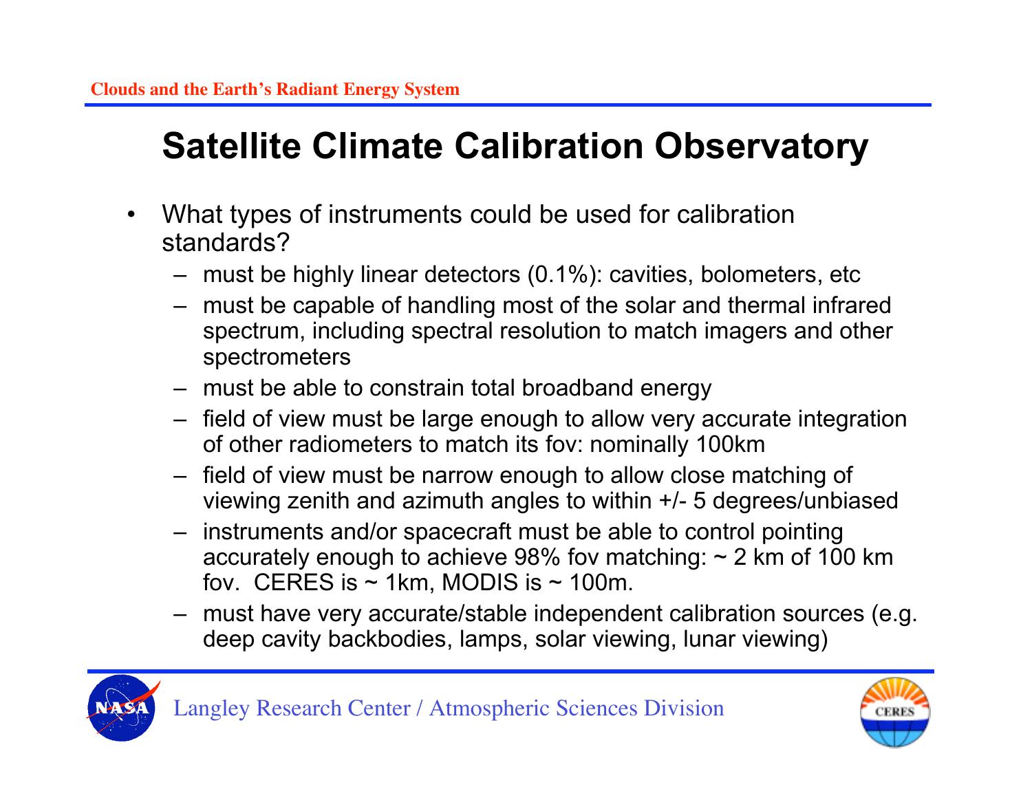# Satellite Climate Calibration Observatory

- What types of instruments could be used for calibration standards?
  - must be highly linear detectors (0.1%): cavities, bolometers, etc
  - must be capable of handling most of the solar and thermal infrared spectrum, including spectral resolution to match imagers and other spectrometers
  - must be able to constrain total broadband energy
  - field of view must be large enough to allow very accurate integration of other radiometers to match its fov: nominally 100km
  - field of view must be narrow enough to allow close matching of viewing zenith and azimuth angles to within +/- 5 degrees/unbiased
  - instruments and/or spacecraft must be able to control pointing accurately enough to achieve 98% fov matching: ~ 2 km of 100 km fov. CERES is ~ 1km, MODIS is ~ 100m.
  - must have very accurate/stable independent calibration sources (e.g. deep cavity backbodies, lamps, solar viewing, lunar viewing)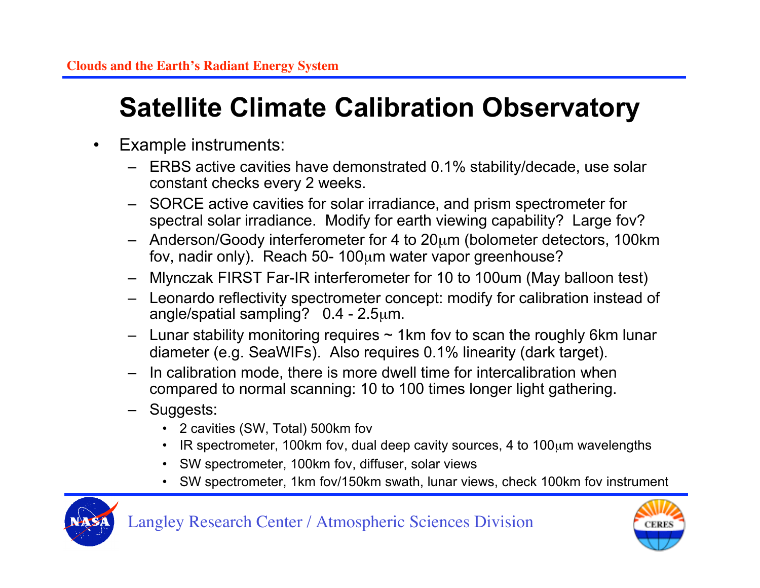# Satellite Climate Calibration Observatory

- Example instruments:
  - ERBS active cavities have demonstrated 0.1% stability/decade, use solar constant checks every 2 weeks.
  - SORCE active cavities for solar irradiance, and prism spectrometer for spectral solar irradiance. Modify for earth viewing capability? Large fov?
  - Anderson/Goody interferometer for 4 to 20μm (bolometer detectors, 100km fov, nadir only). Reach 50- 100μm water vapor greenhouse?
  - Mlynczak FIRST Far-IR interferometer for 10 to 100um (May balloon test)
  - Leonardo reflectivity spectrometer concept: modify for calibration instead of angle/spatial sampling? 0.4 - 2.5μm.
  - Lunar stability monitoring requires ~ 1km fov to scan the roughly 6km lunar diameter (e.g. SeaWIFs). Also requires 0.1% linearity (dark target).
  - In calibration mode, there is more dwell time for intercalibration when compared to normal scanning: 10 to 100 times longer light gathering.
  - Suggests:
    - 2 cavities (SW, Total) 500km fov
    - IR spectrometer, 100km fov, dual deep cavity sources, 4 to 100μm wavelengths
    - SW spectrometer, 100km fov, diffuser, solar views
    - SW spectrometer, 1km fov/150km swath, lunar views, check 100km fov instrument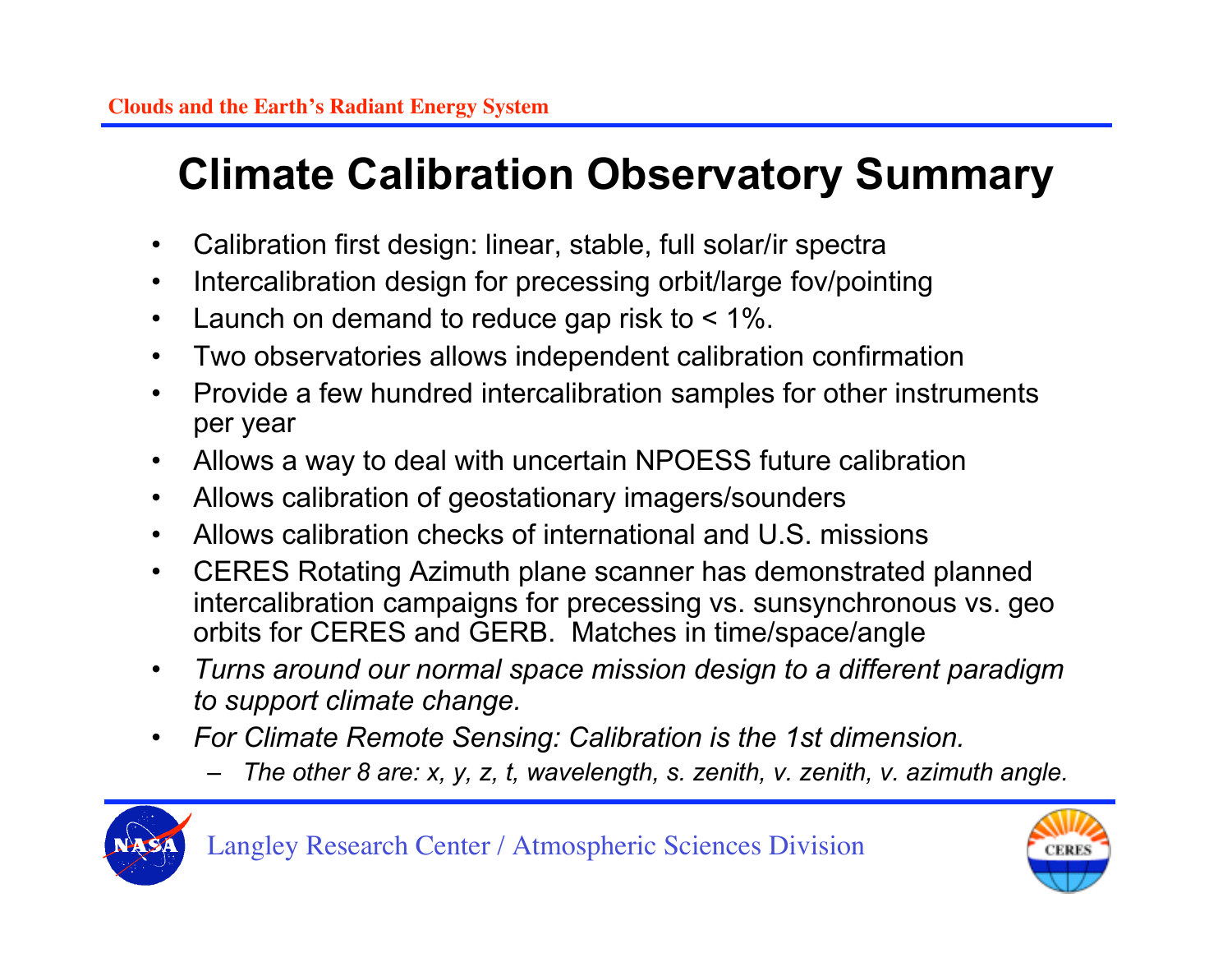# Climate Calibration Observatory Summary

- Calibration first design: linear, stable, full solar/ir spectra
- Intercalibration design for precessing orbit/large fov/pointing
- Launch on demand to reduce gap risk to < 1%.
- Two observatories allows independent calibration confirmation
- Provide a few hundred intercalibration samples for other instruments per year
- Allows a way to deal with uncertain NPOESS future calibration
- Allows calibration of geostationary imagers/sounders
- Allows calibration checks of international and U.S. missions
- CERES Rotating Azimuth plane scanner has demonstrated planned intercalibration campaigns for precessing vs. sunsynchronous vs. geo orbits for CERES and GERB. Matches in time/space/angle
- *Turns around our normal space mission design to a different paradigm to support climate change.*
- *For Climate Remote Sensing: Calibration is the 1st dimension.*
  - *The other 8 are: x, y, z, t, wavelength, s. zenith, v. zenith, v. azimuth angle.*